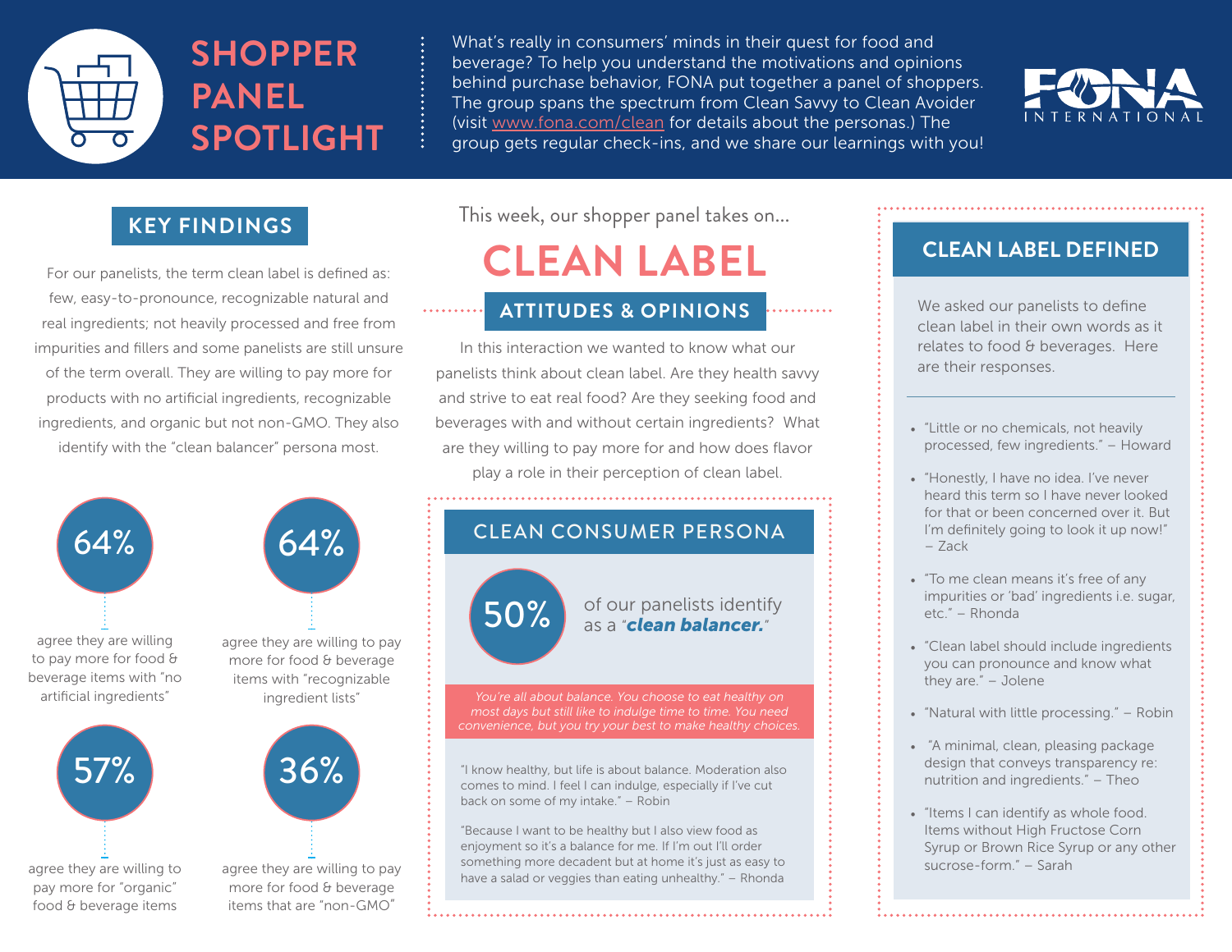# SHOPPER PANEL SPOTLIGHT

What's really in consumers' minds in their quest for food and beverage? To help you understand the motivations and opinions behind purchase behavior, FONA put together a panel of shoppers. The group spans the spectrum from Clean Savvy to Clean Avoider (visit www.fona.com/clean for details about the personas.) The group gets regular check-ins, and we share our learnings with you!

FONA INTERNATIONAL

## KEY FINDINGS

For our panelists, the term clean label is defined as: few, easy-to-pronounce, recognizable natural and real ingredients; not heavily processed and free from impurities and fillers and some panelists are still unsure of the term overall. They are willing to pay more for products with no artificial ingredients, recognizable ingredients, and organic but not non-GMO. They also identify with the "clean balancer" persona most.

**64%** agree they are willing to pay more for food & beverage items with "no artificial ingredients"

**64%** agree they are willing to pay more for food & beverage items with "recognizable ingredient lists"

**57%** agree they are willing to pay more for "organic" food & beverage items

**36%** agree they are willing to pay more for food & beverage items that are "non-GMO"

This week, our shopper panel takes on...

# CLEAN LABEL

## ATTITUDES & OPINIONS

In this interaction we wanted to know what our panelists think about clean label. Are they health savvy and strive to eat real food? Are they seeking food and beverages with and without certain ingredients? What are they willing to pay more for and how does flavor play a role in their perception of clean label.

## CLEAN CONSUMER PERSONA

**50%** of our panelists identify as a "***clean balancer.***"

*You're all about balance. You choose to eat healthy on most days but still like to indulge time to time. You need convenience, but you try your best to make healthy choices.*

"I know healthy, but life is about balance. Moderation also comes to mind. I feel I can indulge, especially if I've cut back on some of my intake." – Robin

"Because I want to be healthy but I also view food as enjoyment so it's a balance for me. If I'm out I'll order something more decadent but at home it's just as easy to have a salad or veggies than eating unhealthy." – Rhonda

## CLEAN LABEL DEFINED

We asked our panelists to define clean label in their own words as it relates to food & beverages. Here are their responses.

- "Little or no chemicals, not heavily processed, few ingredients." – Howard
- "Honestly, I have no idea. I've never heard this term so I have never looked for that or been concerned over it. But I'm definitely going to look it up now!" – Zack
- "To me clean means it's free of any impurities or 'bad' ingredients i.e. sugar, etc." – Rhonda
- "Clean label should include ingredients you can pronounce and know what they are." – Jolene
- "Natural with little processing." – Robin
- "A minimal, clean, pleasing package design that conveys transparency re: nutrition and ingredients." – Theo
- "Items I can identify as whole food. Items without High Fructose Corn Syrup or Brown Rice Syrup or any other sucrose-form." – Sarah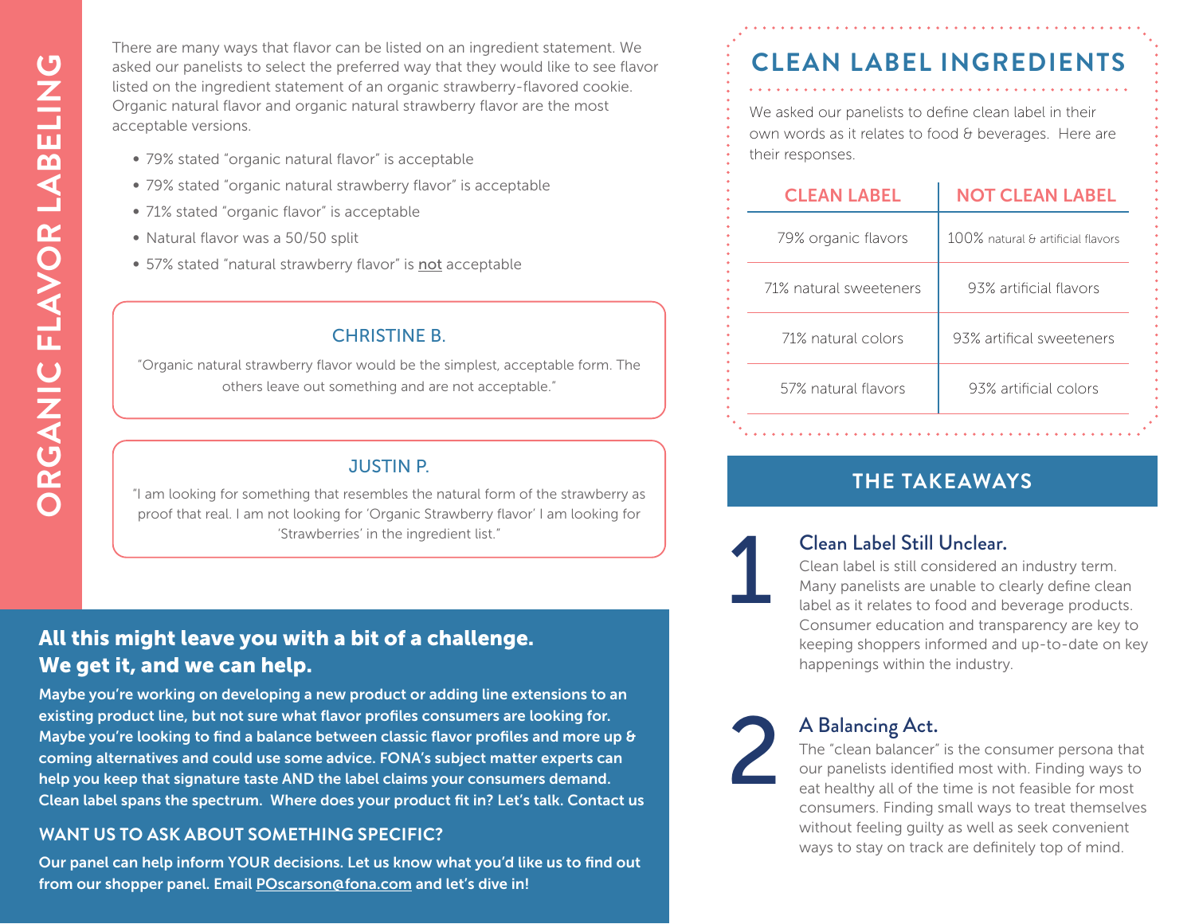# ORGANIC FLAVOR LABELING

There are many ways that flavor can be listed on an ingredient statement. We asked our panelists to select the preferred way that they would like to see flavor listed on the ingredient statement of an organic strawberry-flavored cookie. Organic natural flavor and organic natural strawberry flavor are the most acceptable versions.

- 79% stated "organic natural flavor" is acceptable
- 79% stated "organic natural strawberry flavor" is acceptable
- 71% stated "organic flavor" is acceptable
- Natural flavor was a 50/50 split
- 57% stated "natural strawberry flavor" is not acceptable

### CHRISTINE B.

"Organic natural strawberry flavor would be the simplest, acceptable form. The others leave out something and are not acceptable."

### JUSTIN P.

"I am looking for something that resembles the natural form of the strawberry as proof that real. I am not looking for 'Organic Strawberry flavor' I am looking for 'Strawberries' in the ingredient list."

## CLEAN LABEL INGREDIENTS

We asked our panelists to define clean label in their own words as it relates to food & beverages. Here are their responses.

| CLEAN LABEL | NOT CLEAN LABEL |
| --- | --- |
| 79% organic flavors | 100% natural & artificial flavors |
| 71% natural sweeteners | 93% artificial flavors |
| 71% natural colors | 93% artifical sweeteners |
| 57% natural flavors | 93% artificial colors |

## All this might leave you with a bit of a challenge. We get it, and we can help.

**Maybe you're working on developing a new product or adding line extensions to an existing product line, but not sure what flavor profiles consumers are looking for. Maybe you're looking to find a balance between classic flavor profiles and more up & coming alternatives and could use some advice. FONA's subject matter experts can help you keep that signature taste AND the label claims your consumers demand. Clean label spans the spectrum. Where does your product fit in? Let's talk. Contact us**

### WANT US TO ASK ABOUT SOMETHING SPECIFIC?

**Our panel can help inform YOUR decisions. Let us know what you'd like us to find out from our shopper panel. Email POscarson@fona.com and let's dive in!**

## THE TAKEAWAYS

### 1 Clean Label Still Unclear.

Clean label is still considered an industry term. Many panelists are unable to clearly define clean label as it relates to food and beverage products. Consumer education and transparency are key to keeping shoppers informed and up-to-date on key happenings within the industry.

### 2 A Balancing Act.

The "clean balancer" is the consumer persona that our panelists identified most with. Finding ways to eat healthy all of the time is not feasible for most consumers. Finding small ways to treat themselves without feeling guilty as well as seek convenient ways to stay on track are definitely top of mind.